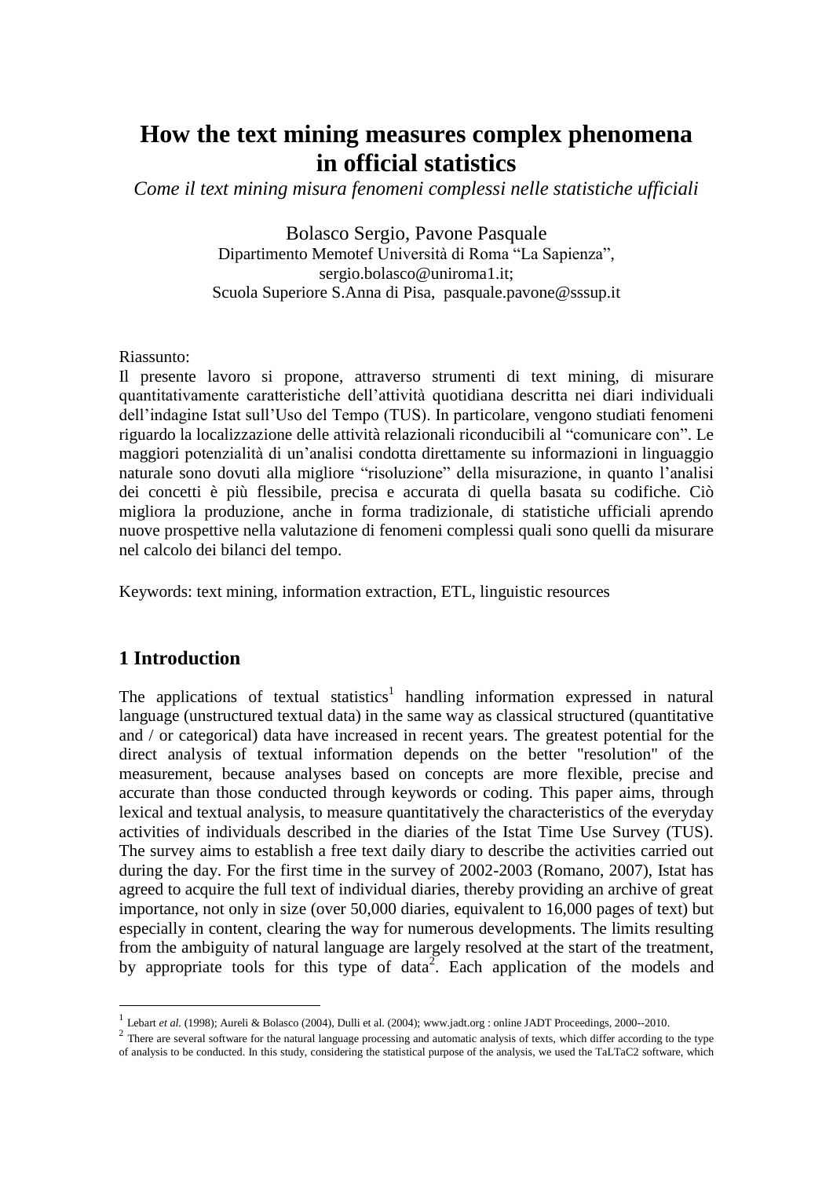# How the text mining measures complex phenomena in official statistics

*Come il text mining misura fenomeni complessi nelle statistiche ufficiali*

Bolasco Sergio, Pavone Pasquale
Dipartimento Memotef Università di Roma "La Sapienza",
sergio.bolasco@uniroma1.it;
Scuola Superiore S.Anna di Pisa, pasquale.pavone@sssup.it

Riassunto:
Il presente lavoro si propone, attraverso strumenti di text mining, di misurare quantitativamente caratteristiche dell'attività quotidiana descritta nei diari individuali dell'indagine Istat sull'Uso del Tempo (TUS). In particolare, vengono studiati fenomeni riguardo la localizzazione delle attività relazionali riconducibili al "comunicare con". Le maggiori potenzialità di un'analisi condotta direttamente su informazioni in linguaggio naturale sono dovuti alla migliore "risoluzione" della misurazione, in quanto l'analisi dei concetti è più flessibile, precisa e accurata di quella basata su codifiche. Ciò migliora la produzione, anche in forma tradizionale, di statistiche ufficiali aprendo nuove prospettive nella valutazione di fenomeni complessi quali sono quelli da misurare nel calcolo dei bilanci del tempo.

Keywords: text mining, information extraction, ETL, linguistic resources

## 1 Introduction

The applications of textual statistics[1] handling information expressed in natural language (unstructured textual data) in the same way as classical structured (quantitative and / or categorical) data have increased in recent years. The greatest potential for the direct analysis of textual information depends on the better "resolution" of the measurement, because analyses based on concepts are more flexible, precise and accurate than those conducted through keywords or coding. This paper aims, through lexical and textual analysis, to measure quantitatively the characteristics of the everyday activities of individuals described in the diaries of the Istat Time Use Survey (TUS). The survey aims to establish a free text daily diary to describe the activities carried out during the day. For the first time in the survey of 2002-2003 (Romano, 2007), Istat has agreed to acquire the full text of individual diaries, thereby providing an archive of great importance, not only in size (over 50,000 diaries, equivalent to 16,000 pages of text) but especially in content, clearing the way for numerous developments. The limits resulting from the ambiguity of natural language are largely resolved at the start of the treatment, by appropriate tools for this type of data[2]. Each application of the models and

---

[1] Lebart *et al.* (1998); Aureli & Bolasco (2004), Dulli et al. (2004); www.jadt.org : online JADT Proceedings, 2000--2010.

[2] There are several software for the natural language processing and automatic analysis of texts, which differ according to the type of analysis to be conducted. In this study, considering the statistical purpose of the analysis, we used the TaLTaC2 software, which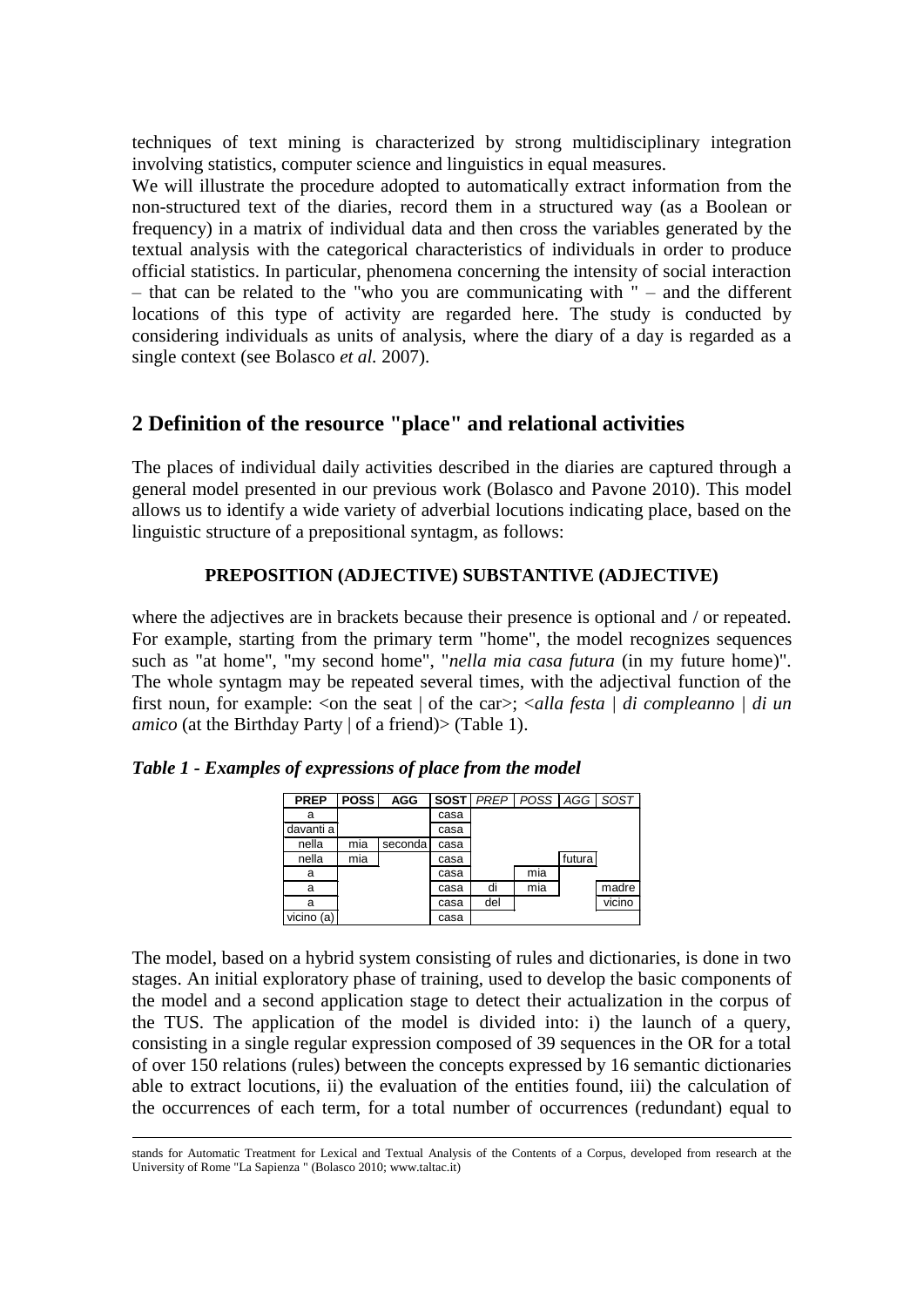techniques of text mining is characterized by strong multidisciplinary integration involving statistics, computer science and linguistics in equal measures.

We will illustrate the procedure adopted to automatically extract information from the non-structured text of the diaries, record them in a structured way (as a Boolean or frequency) in a matrix of individual data and then cross the variables generated by the textual analysis with the categorical characteristics of individuals in order to produce official statistics. In particular, phenomena concerning the intensity of social interaction – that can be related to the "who you are communicating with " – and the different locations of this type of activity are regarded here. The study is conducted by considering individuals as units of analysis, where the diary of a day is regarded as a single context (see Bolasco *et al.* 2007).

## 2 Definition of the resource "place" and relational activities

The places of individual daily activities described in the diaries are captured through a general model presented in our previous work (Bolasco and Pavone 2010). This model allows us to identify a wide variety of adverbial locutions indicating place, based on the linguistic structure of a prepositional syntagm, as follows:

**PREPOSITION (ADJECTIVE) SUBSTANTIVE (ADJECTIVE)**

where the adjectives are in brackets because their presence is optional and / or repeated. For example, starting from the primary term "home", the model recognizes sequences such as "at home", "my second home", "*nella mia casa futura* (in my future home)". The whole syntagm may be repeated several times, with the adjectival function of the first noun, for example: <on the seat | of the car>; <*alla festa | di compleanno | di un amico* (at the Birthday Party | of a friend)> (Table 1).

***Table 1 - Examples of expressions of place from the model***

| PREP | POSS | AGG | SOST | *PREP* | *POSS* | *AGG* | *SOST* |
|---|---|---|---|---|---|---|---|
| a | | | casa | | | | |
| davanti a | | | casa | | | | |
| nella | mia | seconda | casa | | | | |
| nella | mia | | casa | | | futura | |
| a | | | casa | | mia | | |
| a | | | casa | di | mia | | madre |
| a | | | casa | del | | | vicino |
| vicino (a) | | | casa | | | | |

The model, based on a hybrid system consisting of rules and dictionaries, is done in two stages. An initial exploratory phase of training, used to develop the basic components of the model and a second application stage to detect their actualization in the corpus of the TUS. The application of the model is divided into: i) the launch of a query, consisting in a single regular expression composed of 39 sequences in the OR for a total of over 150 relations (rules) between the concepts expressed by 16 semantic dictionaries able to extract locutions, ii) the evaluation of the entities found, iii) the calculation of the occurrences of each term, for a total number of occurrences (redundant) equal to

---

stands for Automatic Treatment for Lexical and Textual Analysis of the Contents of a Corpus, developed from research at the University of Rome "La Sapienza " (Bolasco 2010; www.taltac.it)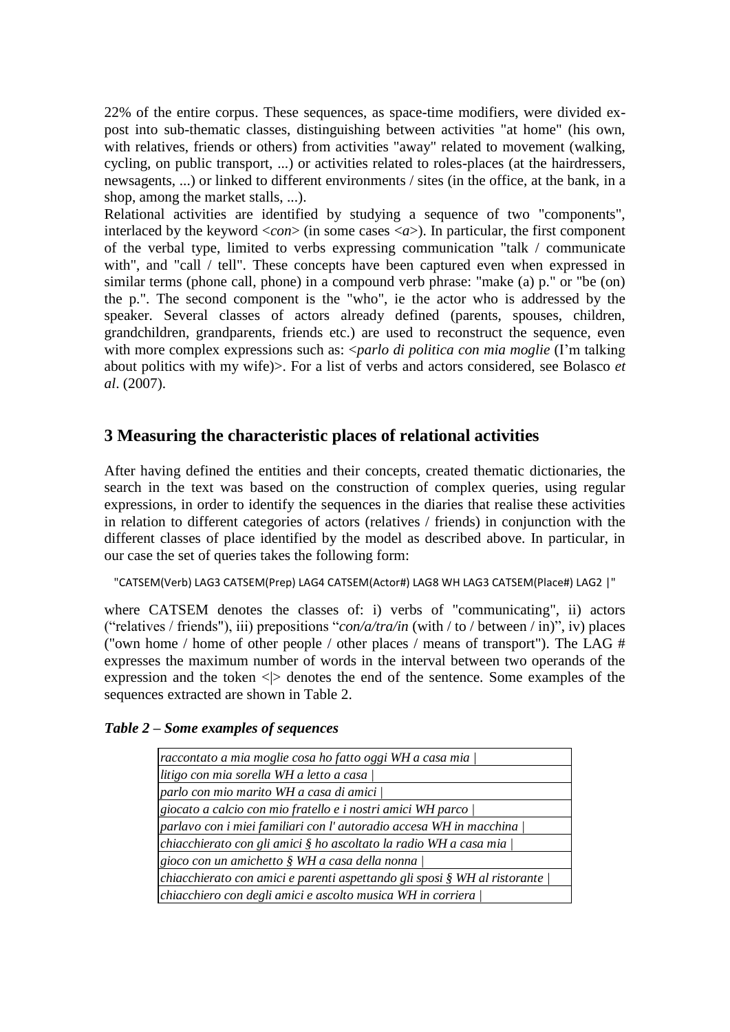22% of the entire corpus. These sequences, as space-time modifiers, were divided ex-post into sub-thematic classes, distinguishing between activities "at home" (his own, with relatives, friends or others) from activities "away" related to movement (walking, cycling, on public transport, ...) or activities related to roles-places (at the hairdressers, newsagents, ...) or linked to different environments / sites (in the office, at the bank, in a shop, among the market stalls, ...).

Relational activities are identified by studying a sequence of two "components", interlaced by the keyword <*con*> (in some cases <*a*>). In particular, the first component of the verbal type, limited to verbs expressing communication "talk / communicate with", and "call / tell". These concepts have been captured even when expressed in similar terms (phone call, phone) in a compound verb phrase: "make (a) p." or "be (on) the p.". The second component is the "who", ie the actor who is addressed by the speaker. Several classes of actors already defined (parents, spouses, children, grandchildren, grandparents, friends etc.) are used to reconstruct the sequence, even with more complex expressions such as: <*parlo di politica con mia moglie* (I'm talking about politics with my wife)>. For a list of verbs and actors considered, see Bolasco *et al*. (2007).

## 3 Measuring the characteristic places of relational activities

After having defined the entities and their concepts, created thematic dictionaries, the search in the text was based on the construction of complex queries, using regular expressions, in order to identify the sequences in the diaries that realise these activities in relation to different categories of actors (relatives / friends) in conjunction with the different classes of place identified by the model as described above. In particular, in our case the set of queries takes the following form:

```
"CATSEM(Verb) LAG3 CATSEM(Prep) LAG4 CATSEM(Actor#) LAG8 WH LAG3 CATSEM(Place#) LAG2 |"
```

where CATSEM denotes the classes of: i) verbs of "communicating", ii) actors ("relatives / friends"), iii) prepositions "*con/a/tra/in* (with / to / between / in)", iv) places ("own home / home of other people / other places / means of transport"). The LAG # expresses the maximum number of words in the interval between two operands of the expression and the token <|> denotes the end of the sentence. Some examples of the sequences extracted are shown in Table 2.

***Table 2 – Some examples of sequences***

| |
|---|
| *raccontato a mia moglie cosa ho fatto oggi WH a casa mia \|* |
| *litigo con mia sorella WH a letto a casa \|* |
| *parlo con mio marito WH a casa di amici \|* |
| *giocato a calcio con mio fratello e i nostri amici WH parco \|* |
| *parlavo con i miei familiari con l' autoradio accesa WH in macchina \|* |
| *chiacchierato con gli amici § ho ascoltato la radio WH a casa mia \|* |
| *gioco con un amichetto § WH a casa della nonna \|* |
| *chiacchierato con amici e parenti aspettando gli sposi § WH al ristorante \|* |
| *chiacchiero con degli amici e ascolto musica WH in corriera \|* |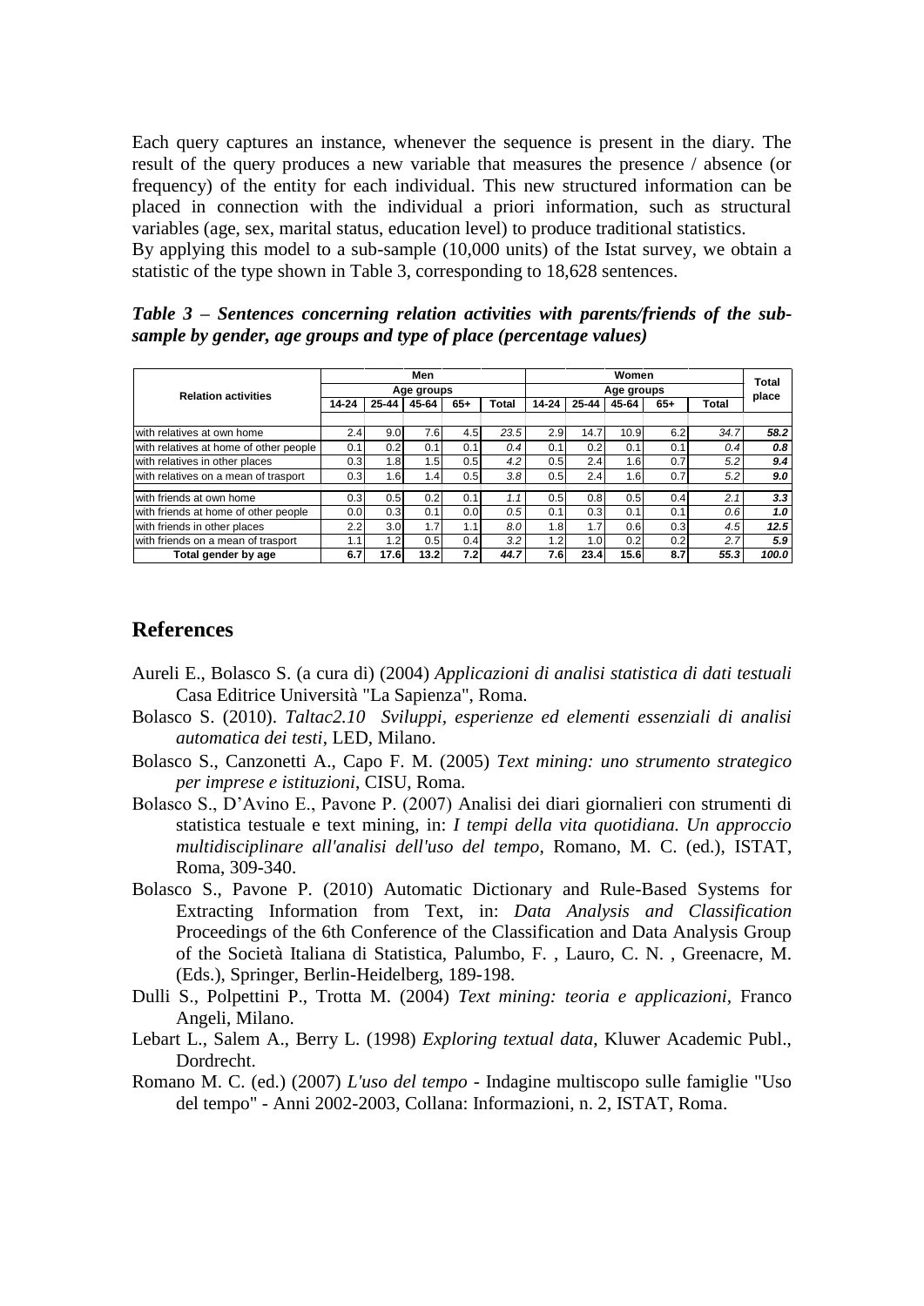Each query captures an instance, whenever the sequence is present in the diary. The result of the query produces a new variable that measures the presence / absence (or frequency) of the entity for each individual. This new structured information can be placed in connection with the individual a priori information, such as structural variables (age, sex, marital status, education level) to produce traditional statistics.

By applying this model to a sub-sample (10,000 units) of the Istat survey, we obtain a statistic of the type shown in Table 3, corresponding to 18,628 sentences.

***Table 3 – Sentences concerning relation activities with parents/friends of the sub-sample by gender, age groups and type of place (percentage values)***

| Relation activities | Men | | | | | Women | | | | | Total place |
|---|---|---|---|---|---|---|---|---|---|---|---|
| | Age groups | | | | | Age groups | | | | | |
| | 14-24 | 25-44 | 45-64 | 65+ | Total | 14-24 | 25-44 | 45-64 | 65+ | Total | |
| with relatives at own home | 2.4 | 9.0 | 7.6 | 4.5 | *23.5* | 2.9 | 14.7 | 10.9 | 6.2 | *34.7* | ***58.2*** |
| with relatives at home of other people | 0.1 | 0.2 | 0.1 | 0.1 | *0.4* | 0.1 | 0.2 | 0.1 | 0.1 | *0.4* | ***0.8*** |
| with relatives in other places | 0.3 | 1.8 | 1.5 | 0.5 | *4.2* | 0.5 | 2.4 | 1.6 | 0.7 | *5.2* | ***9.4*** |
| with relatives on a mean of trasport | 0.3 | 1.6 | 1.4 | 0.5 | *3.8* | 0.5 | 2.4 | 1.6 | 0.7 | *5.2* | ***9.0*** |
| with friends at own home | 0.3 | 0.5 | 0.2 | 0.1 | *1.1* | 0.5 | 0.8 | 0.5 | 0.4 | *2.1* | ***3.3*** |
| with friends at home of other people | 0.0 | 0.3 | 0.1 | 0.0 | *0.5* | 0.1 | 0.3 | 0.1 | 0.1 | *0.6* | ***1.0*** |
| with friends in other places | 2.2 | 3.0 | 1.7 | 1.1 | *8.0* | 1.8 | 1.7 | 0.6 | 0.3 | *4.5* | ***12.5*** |
| with friends on a mean of trasport | 1.1 | 1.2 | 0.5 | 0.4 | *3.2* | 1.2 | 1.0 | 0.2 | 0.2 | *2.7* | ***5.9*** |
| **Total gender by age** | **6.7** | **17.6** | **13.2** | **7.2** | ***44.7*** | **7.6** | **23.4** | **15.6** | **8.7** | ***55.3*** | ***100.0*** |

## References

Aureli E., Bolasco S. (a cura di) (2004) *Applicazioni di analisi statistica di dati testuali* Casa Editrice Università "La Sapienza", Roma.

Bolasco S. (2010). *Taltac2.10 Sviluppi, esperienze ed elementi essenziali di analisi automatica dei testi*, LED, Milano.

Bolasco S., Canzonetti A., Capo F. M. (2005) *Text mining: uno strumento strategico per imprese e istituzioni*, CISU, Roma.

Bolasco S., D'Avino E., Pavone P. (2007) Analisi dei diari giornalieri con strumenti di statistica testuale e text mining, in: *I tempi della vita quotidiana. Un approccio multidisciplinare all'analisi dell'uso del tempo*, Romano, M. C. (ed.), ISTAT, Roma, 309-340.

Bolasco S., Pavone P. (2010) Automatic Dictionary and Rule-Based Systems for Extracting Information from Text, in: *Data Analysis and Classification* Proceedings of the 6th Conference of the Classification and Data Analysis Group of the Società Italiana di Statistica, Palumbo, F. , Lauro, C. N. , Greenacre, M. (Eds.), Springer, Berlin-Heidelberg, 189-198.

Dulli S., Polpettini P., Trotta M. (2004) *Text mining: teoria e applicazioni*, Franco Angeli, Milano.

Lebart L., Salem A., Berry L. (1998) *Exploring textual data*, Kluwer Academic Publ., Dordrecht.

Romano M. C. (ed.) (2007) *L'uso del tempo* - Indagine multiscopo sulle famiglie "Uso del tempo" - Anni 2002-2003, Collana: Informazioni, n. 2, ISTAT, Roma.